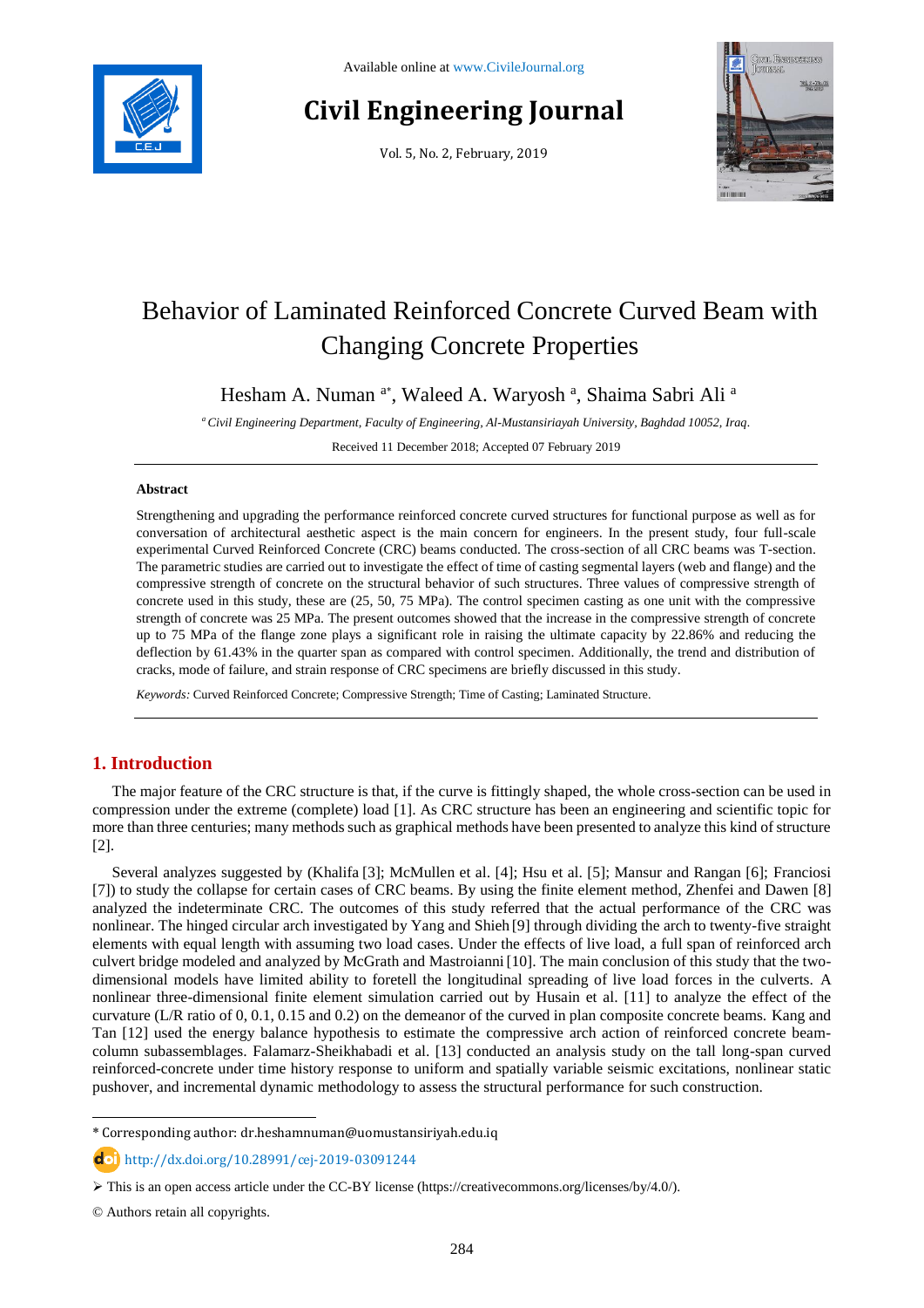Available online at www.CivileJournal.org

# Civil Engineering Journal

Vol. 5, No. 2, February, 2019

# Behavior of Laminated Reinforced Concrete Curved Beam with Changing Concrete Properties

Hesham A. Numan [a*], Waleed A. Waryosh [a], Shaima Sabri Ali [a]

[a] *Civil Engineering Department, Faculty of Engineering, Al-Mustansiriayah University, Baghdad 10052, Iraq.*

Received 11 December 2018; Accepted 07 February 2019

## Abstract

Strengthening and upgrading the performance reinforced concrete curved structures for functional purpose as well as for conversation of architectural aesthetic aspect is the main concern for engineers. In the present study, four full-scale experimental Curved Reinforced Concrete (CRC) beams conducted. The cross-section of all CRC beams was T-section. The parametric studies are carried out to investigate the effect of time of casting segmental layers (web and flange) and the compressive strength of concrete on the structural behavior of such structures. Three values of compressive strength of concrete used in this study, these are (25, 50, 75 MPa). The control specimen casting as one unit with the compressive strength of concrete was 25 MPa. The present outcomes showed that the increase in the compressive strength of concrete up to 75 MPa of the flange zone plays a significant role in raising the ultimate capacity by 22.86% and reducing the deflection by 61.43% in the quarter span as compared with control specimen. Additionally, the trend and distribution of cracks, mode of failure, and strain response of CRC specimens are briefly discussed in this study.

*Keywords:* Curved Reinforced Concrete; Compressive Strength; Time of Casting; Laminated Structure.

## 1. Introduction

The major feature of the CRC structure is that, if the curve is fittingly shaped, the whole cross-section can be used in compression under the extreme (complete) load [1]. As CRC structure has been an engineering and scientific topic for more than three centuries; many methods such as graphical methods have been presented to analyze this kind of structure [2].

Several analyzes suggested by (Khalifa [3]; McMullen et al. [4]; Hsu et al. [5]; Mansur and Rangan [6]; Franciosi [7]) to study the collapse for certain cases of CRC beams. By using the finite element method, Zhenfei and Dawen [8] analyzed the indeterminate CRC. The outcomes of this study referred that the actual performance of the CRC was nonlinear. The hinged circular arch investigated by Yang and Shieh [9] through dividing the arch to twenty-five straight elements with equal length with assuming two load cases. Under the effects of live load, a full span of reinforced arch culvert bridge modeled and analyzed by McGrath and Mastroianni [10]. The main conclusion of this study that the two-dimensional models have limited ability to foretell the longitudinal spreading of live load forces in the culverts. A nonlinear three-dimensional finite element simulation carried out by Husain et al. [11] to analyze the effect of the curvature (L/R ratio of 0, 0.1, 0.15 and 0.2) on the demeanor of the curved in plan composite concrete beams. Kang and Tan [12] used the energy balance hypothesis to estimate the compressive arch action of reinforced concrete beam-column subassemblages. Falamarz-Sheikhabadi et al. [13] conducted an analysis study on the tall long-span curved reinforced-concrete under time history response to uniform and spatially variable seismic excitations, nonlinear static pushover, and incremental dynamic methodology to assess the structural performance for such construction.

* Corresponding author: dr.heshamnuman@uomustansiriyah.edu.iq

http://dx.doi.org/10.28991/cej-2019-03091244

➢ This is an open access article under the CC-BY license (https://creativecommons.org/licenses/by/4.0/).

© Authors retain all copyrights.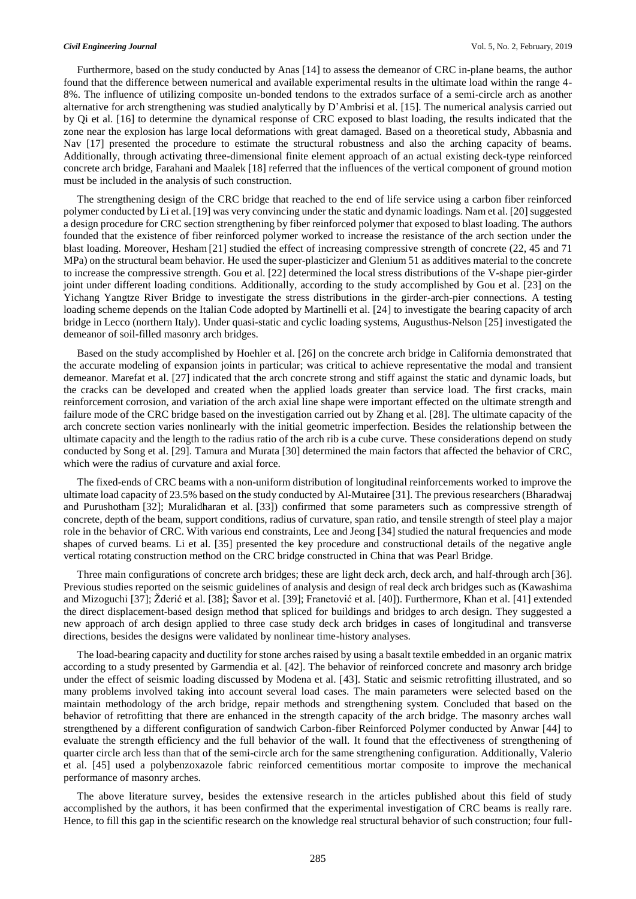Furthermore, based on the study conducted by Anas [14] to assess the demeanor of CRC in-plane beams, the author found that the difference between numerical and available experimental results in the ultimate load within the range 4-8%. The influence of utilizing composite un-bonded tendons to the extrados surface of a semi-circle arch as another alternative for arch strengthening was studied analytically by D'Ambrisi et al. [15]. The numerical analysis carried out by Qi et al. [16] to determine the dynamical response of CRC exposed to blast loading, the results indicated that the zone near the explosion has large local deformations with great damaged. Based on a theoretical study, Abbasnia and Nav [17] presented the procedure to estimate the structural robustness and also the arching capacity of beams. Additionally, through activating three-dimensional finite element approach of an actual existing deck-type reinforced concrete arch bridge, Farahani and Maalek [18] referred that the influences of the vertical component of ground motion must be included in the analysis of such construction.

The strengthening design of the CRC bridge that reached to the end of life service using a carbon fiber reinforced polymer conducted by Li et al. [19] was very convincing under the static and dynamic loadings. Nam et al. [20] suggested a design procedure for CRC section strengthening by fiber reinforced polymer that exposed to blast loading. The authors founded that the existence of fiber reinforced polymer worked to increase the resistance of the arch section under the blast loading. Moreover, Hesham [21] studied the effect of increasing compressive strength of concrete (22, 45 and 71 MPa) on the structural beam behavior. He used the super-plasticizer and Glenium 51 as additives material to the concrete to increase the compressive strength. Gou et al. [22] determined the local stress distributions of the V-shape pier-girder joint under different loading conditions. Additionally, according to the study accomplished by Gou et al. [23] on the Yichang Yangtze River Bridge to investigate the stress distributions in the girder-arch-pier connections. A testing loading scheme depends on the Italian Code adopted by Martinelli et al. [24] to investigate the bearing capacity of arch bridge in Lecco (northern Italy). Under quasi-static and cyclic loading systems, Augusthus-Nelson [25] investigated the demeanor of soil-filled masonry arch bridges.

Based on the study accomplished by Hoehler et al. [26] on the concrete arch bridge in California demonstrated that the accurate modeling of expansion joints in particular; was critical to achieve representative the modal and transient demeanor. Marefat et al. [27] indicated that the arch concrete strong and stiff against the static and dynamic loads, but the cracks can be developed and created when the applied loads greater than service load. The first cracks, main reinforcement corrosion, and variation of the arch axial line shape were important effected on the ultimate strength and failure mode of the CRC bridge based on the investigation carried out by Zhang et al. [28]. The ultimate capacity of the arch concrete section varies nonlinearly with the initial geometric imperfection. Besides the relationship between the ultimate capacity and the length to the radius ratio of the arch rib is a cube curve. These considerations depend on study conducted by Song et al. [29]. Tamura and Murata [30] determined the main factors that affected the behavior of CRC, which were the radius of curvature and axial force.

The fixed-ends of CRC beams with a non-uniform distribution of longitudinal reinforcements worked to improve the ultimate load capacity of 23.5% based on the study conducted by Al-Mutairee [31]. The previous researchers (Bharadwaj and Purushotham [32]; Muralidharan et al. [33]) confirmed that some parameters such as compressive strength of concrete, depth of the beam, support conditions, radius of curvature, span ratio, and tensile strength of steel play a major role in the behavior of CRC. With various end constraints, Lee and Jeong [34] studied the natural frequencies and mode shapes of curved beams. Li et al. [35] presented the key procedure and constructional details of the negative angle vertical rotating construction method on the CRC bridge constructed in China that was Pearl Bridge.

Three main configurations of concrete arch bridges; these are light deck arch, deck arch, and half-through arch [36]. Previous studies reported on the seismic guidelines of analysis and design of real deck arch bridges such as (Kawashima and Mizoguchi [37]; Žderić et al. [38]; Šavor et al. [39]; Franetović et al. [40]). Furthermore, Khan et al. [41] extended the direct displacement-based design method that spliced for buildings and bridges to arch design. They suggested a new approach of arch design applied to three case study deck arch bridges in cases of longitudinal and transverse directions, besides the designs were validated by nonlinear time-history analyses.

The load-bearing capacity and ductility for stone arches raised by using a basalt textile embedded in an organic matrix according to a study presented by Garmendia et al. [42]. The behavior of reinforced concrete and masonry arch bridge under the effect of seismic loading discussed by Modena et al. [43]. Static and seismic retrofitting illustrated, and so many problems involved taking into account several load cases. The main parameters were selected based on the maintain methodology of the arch bridge, repair methods and strengthening system. Concluded that based on the behavior of retrofitting that there are enhanced in the strength capacity of the arch bridge. The masonry arches wall strengthened by a different configuration of sandwich Carbon-fiber Reinforced Polymer conducted by Anwar [44] to evaluate the strength efficiency and the full behavior of the wall. It found that the effectiveness of strengthening of quarter circle arch less than that of the semi-circle arch for the same strengthening configuration. Additionally, Valerio et al. [45] used a polybenzoxazole fabric reinforced cementitious mortar composite to improve the mechanical performance of masonry arches.

The above literature survey, besides the extensive research in the articles published about this field of study accomplished by the authors, it has been confirmed that the experimental investigation of CRC beams is really rare. Hence, to fill this gap in the scientific research on the knowledge real structural behavior of such construction; four full-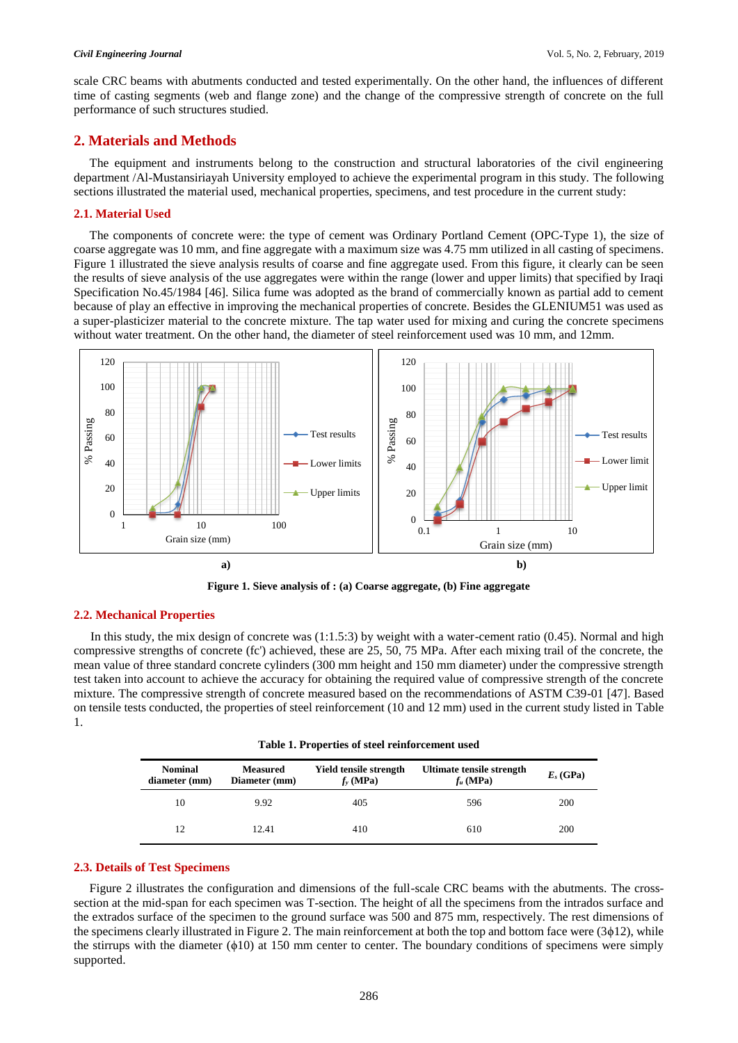scale CRC beams with abutments conducted and tested experimentally. On the other hand, the influences of different time of casting segments (web and flange zone) and the change of the compressive strength of concrete on the full performance of such structures studied.

## 2. Materials and Methods

The equipment and instruments belong to the construction and structural laboratories of the civil engineering department /Al-Mustansiriayah University employed to achieve the experimental program in this study. The following sections illustrated the material used, mechanical properties, specimens, and test procedure in the current study:

### 2.1. Material Used

The components of concrete were: the type of cement was Ordinary Portland Cement (OPC-Type 1), the size of coarse aggregate was 10 mm, and fine aggregate with a maximum size was 4.75 mm utilized in all casting of specimens. Figure 1 illustrated the sieve analysis results of coarse and fine aggregate used. From this figure, it clearly can be seen the results of sieve analysis of the use aggregates were within the range (lower and upper limits) that specified by Iraqi Specification No.45/1984 [46]. Silica fume was adopted as the brand of commercially known as partial add to cement because of play an effective in improving the mechanical properties of concrete. Besides the GLENIUM51 was used as a super-plasticizer material to the concrete mixture. The tap water used for mixing and curing the concrete specimens without water treatment. On the other hand, the diameter of steel reinforcement used was 10 mm, and 12mm.

**Figure 1. Sieve analysis of : (a) Coarse aggregate, (b) Fine aggregate**

### 2.2. Mechanical Properties

In this study, the mix design of concrete was (1:1.5:3) by weight with a water-cement ratio (0.45). Normal and high compressive strengths of concrete (fc') achieved, these are 25, 50, 75 MPa. After each mixing trail of the concrete, the mean value of three standard concrete cylinders (300 mm height and 150 mm diameter) under the compressive strength test taken into account to achieve the accuracy for obtaining the required value of compressive strength of the concrete mixture. The compressive strength of concrete measured based on the recommendations of ASTM C39-01 [47]. Based on tensile tests conducted, the properties of steel reinforcement (10 and 12 mm) used in the current study listed in Table 1.

**Table 1. Properties of steel reinforcement used**

| Nominal diameter (mm) | Measured Diameter (mm) | Yield tensile strength $f_y$ (MPa) | Ultimate tensile strength $f_u$ (MPa) | $E_s$ (GPa) |
|---|---|---|---|---|
| 10 | 9.92 | 405 | 596 | 200 |
| 12 | 12.41 | 410 | 610 | 200 |

### 2.3. Details of Test Specimens

Figure 2 illustrates the configuration and dimensions of the full-scale CRC beams with the abutments. The cross-section at the mid-span for each specimen was T-section. The height of all the specimens from the intrados surface and the extrados surface of the specimen to the ground surface was 500 and 875 mm, respectively. The rest dimensions of the specimens clearly illustrated in Figure 2. The main reinforcement at both the top and bottom face were (3ϕ12), while the stirrups with the diameter (ϕ10) at 150 mm center to center. The boundary conditions of specimens were simply supported.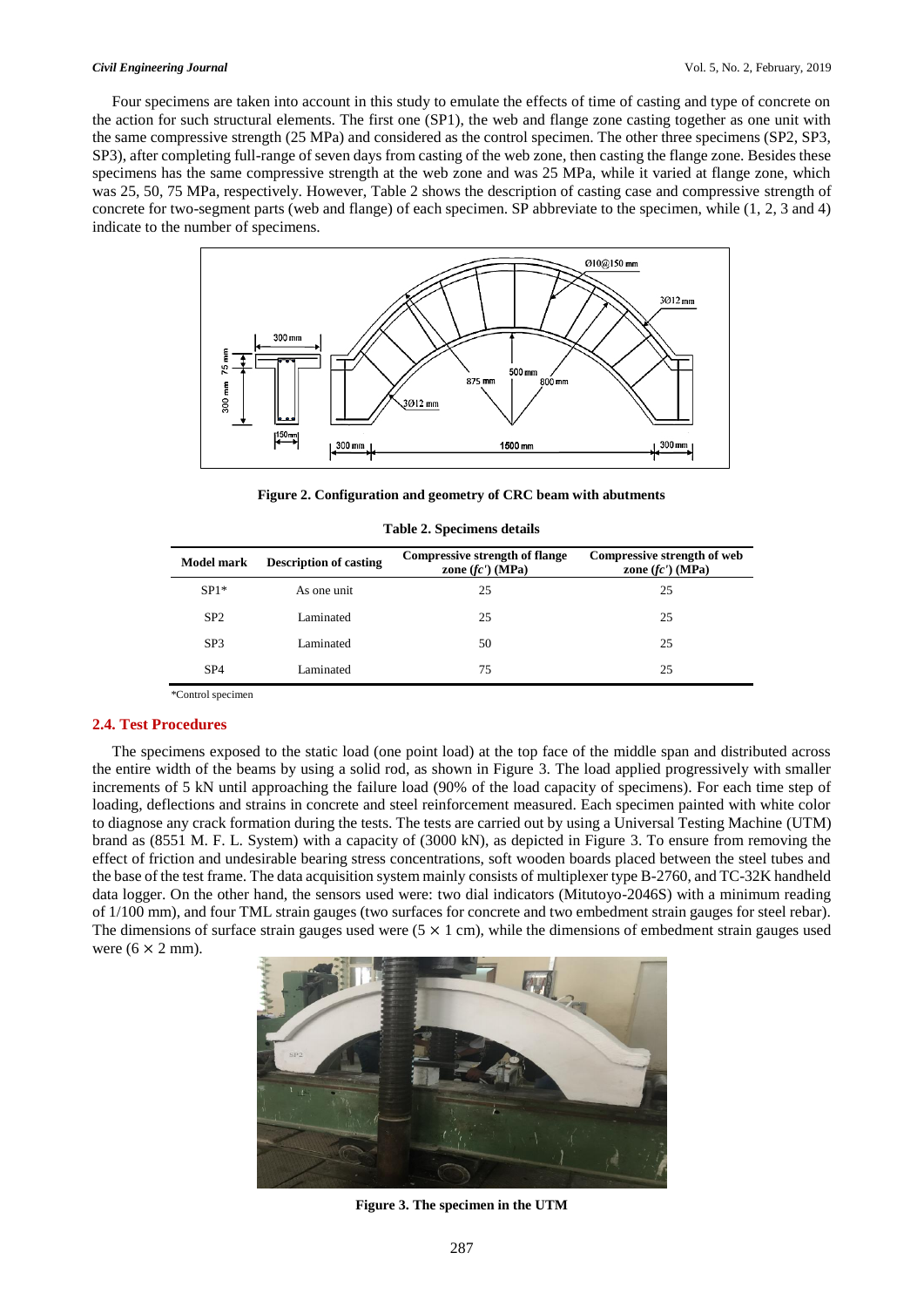Four specimens are taken into account in this study to emulate the effects of time of casting and type of concrete on the action for such structural elements. The first one (SP1), the web and flange zone casting together as one unit with the same compressive strength (25 MPa) and considered as the control specimen. The other three specimens (SP2, SP3, SP3), after completing full-range of seven days from casting of the web zone, then casting the flange zone. Besides these specimens has the same compressive strength at the web zone and was 25 MPa, while it varied at flange zone, which was 25, 50, 75 MPa, respectively. However, Table 2 shows the description of casting case and compressive strength of concrete for two-segment parts (web and flange) of each specimen. SP abbreviate to the specimen, while (1, 2, 3 and 4) indicate to the number of specimens.

**Figure 2. Configuration and geometry of CRC beam with abutments**

**Table 2. Specimens details**

| Model mark | Description of casting | Compressive strength of flange zone ($fc'$) (MPa) | Compressive strength of web zone ($fc'$) (MPa) |
|---|---|---|---|
| SP1* | As one unit | 25 | 25 |
| SP2 | Laminated | 25 | 25 |
| SP3 | Laminated | 50 | 25 |
| SP4 | Laminated | 75 | 25 |

*Control specimen

### 2.4. Test Procedures

The specimens exposed to the static load (one point load) at the top face of the middle span and distributed across the entire width of the beams by using a solid rod, as shown in Figure 3. The load applied progressively with smaller increments of 5 kN until approaching the failure load (90% of the load capacity of specimens). For each time step of loading, deflections and strains in concrete and steel reinforcement measured. Each specimen painted with white color to diagnose any crack formation during the tests. The tests are carried out by using a Universal Testing Machine (UTM) brand as (8551 M. F. L. System) with a capacity of (3000 kN), as depicted in Figure 3. To ensure from removing the effect of friction and undesirable bearing stress concentrations, soft wooden boards placed between the steel tubes and the base of the test frame. The data acquisition system mainly consists of multiplexer type B-2760, and TC-32K handheld data logger. On the other hand, the sensors used were: two dial indicators (Mitutoyo-2046S) with a minimum reading of 1/100 mm), and four TML strain gauges (two surfaces for concrete and two embedment strain gauges for steel rebar). The dimensions of surface strain gauges used were ($5 \times 1$ cm), while the dimensions of embedment strain gauges used were ($6 \times 2$ mm).

**Figure 3. The specimen in the UTM**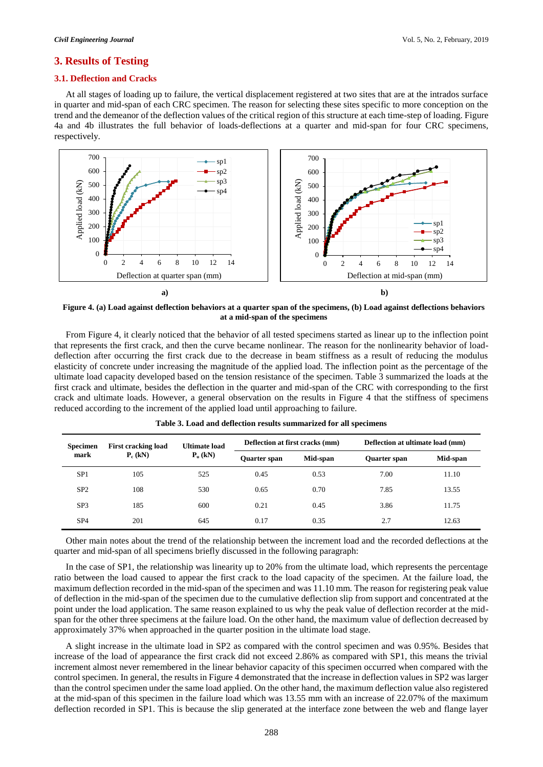## 3. Results of Testing

### 3.1. Deflection and Cracks

At all stages of loading up to failure, the vertical displacement registered at two sites that are at the intrados surface in quarter and mid-span of each CRC specimen. The reason for selecting these sites specific to more conception on the trend and the demeanor of the deflection values of the critical region of this structure at each time-step of loading. Figure 4a and 4b illustrates the full behavior of loads-deflections at a quarter and mid-span for four CRC specimens, respectively.

**Figure 4. (a) Load against deflection behaviors at a quarter span of the specimens, (b) Load against deflections behaviors at a mid-span of the specimens**

From Figure 4, it clearly noticed that the behavior of all tested specimens started as linear up to the inflection point that represents the first crack, and then the curve became nonlinear. The reason for the nonlinearity behavior of load-deflection after occurring the first crack due to the decrease in beam stiffness as a result of reducing the modulus elasticity of concrete under increasing the magnitude of the applied load. The inflection point as the percentage of the ultimate load capacity developed based on the tension resistance of the specimen. Table 3 summarized the loads at the first crack and ultimate, besides the deflection in the quarter and mid-span of the CRC with corresponding to the first crack and ultimate loads. However, a general observation on the results in Figure 4 that the stiffness of specimens reduced according to the increment of the applied load until approaching to failure.

**Table 3. Load and deflection results summarized for all specimens**

| Specimen mark | First cracking load $P_c$ (kN) | Ultimate load $P_u$ (kN) | Deflection at first cracks (mm) | | Deflection at ultimate load (mm) | |
|---|---|---|---|---|---|---|
| | | | Quarter span | Mid-span | Quarter span | Mid-span |
| SP1 | 105 | 525 | 0.45 | 0.53 | 7.00 | 11.10 |
| SP2 | 108 | 530 | 0.65 | 0.70 | 7.85 | 13.55 |
| SP3 | 185 | 600 | 0.21 | 0.45 | 3.86 | 11.75 |
| SP4 | 201 | 645 | 0.17 | 0.35 | 2.7 | 12.63 |

Other main notes about the trend of the relationship between the increment load and the recorded deflections at the quarter and mid-span of all specimens briefly discussed in the following paragraph:

In the case of SP1, the relationship was linearity up to 20% from the ultimate load, which represents the percentage ratio between the load caused to appear the first crack to the load capacity of the specimen. At the failure load, the maximum deflection recorded in the mid-span of the specimen and was 11.10 mm. The reason for registering peak value of deflection in the mid-span of the specimen due to the cumulative deflection slip from support and concentrated at the point under the load application. The same reason explained to us why the peak value of deflection recorder at the mid-span for the other three specimens at the failure load. On the other hand, the maximum value of deflection decreased by approximately 37% when approached in the quarter position in the ultimate load stage.

A slight increase in the ultimate load in SP2 as compared with the control specimen and was 0.95%. Besides that increase of the load of appearance the first crack did not exceed 2.86% as compared with SP1, this means the trivial increment almost never remembered in the linear behavior capacity of this specimen occurred when compared with the control specimen. In general, the results in Figure 4 demonstrated that the increase in deflection values in SP2 was larger than the control specimen under the same load applied. On the other hand, the maximum deflection value also registered at the mid-span of this specimen in the failure load which was 13.55 mm with an increase of 22.07% of the maximum deflection recorded in SP1. This is because the slip generated at the interface zone between the web and flange layer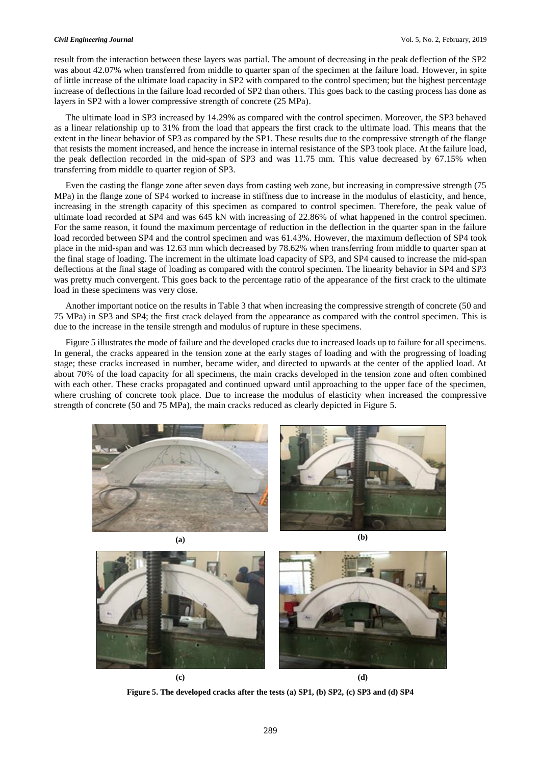result from the interaction between these layers was partial. The amount of decreasing in the peak deflection of the SP2 was about 42.07% when transferred from middle to quarter span of the specimen at the failure load. However, in spite of little increase of the ultimate load capacity in SP2 with compared to the control specimen; but the highest percentage increase of deflections in the failure load recorded of SP2 than others. This goes back to the casting process has done as layers in SP2 with a lower compressive strength of concrete (25 MPa).

The ultimate load in SP3 increased by 14.29% as compared with the control specimen. Moreover, the SP3 behaved as a linear relationship up to 31% from the load that appears the first crack to the ultimate load. This means that the extent in the linear behavior of SP3 as compared by the SP1. These results due to the compressive strength of the flange that resists the moment increased, and hence the increase in internal resistance of the SP3 took place. At the failure load, the peak deflection recorded in the mid-span of SP3 and was 11.75 mm. This value decreased by 67.15% when transferring from middle to quarter region of SP3.

Even the casting the flange zone after seven days from casting web zone, but increasing in compressive strength (75 MPa) in the flange zone of SP4 worked to increase in stiffness due to increase in the modulus of elasticity, and hence, increasing in the strength capacity of this specimen as compared to control specimen. Therefore, the peak value of ultimate load recorded at SP4 and was 645 kN with increasing of 22.86% of what happened in the control specimen. For the same reason, it found the maximum percentage of reduction in the deflection in the quarter span in the failure load recorded between SP4 and the control specimen and was 61.43%. However, the maximum deflection of SP4 took place in the mid-span and was 12.63 mm which decreased by 78.62% when transferring from middle to quarter span at the final stage of loading. The increment in the ultimate load capacity of SP3, and SP4 caused to increase the mid-span deflections at the final stage of loading as compared with the control specimen. The linearity behavior in SP4 and SP3 was pretty much convergent. This goes back to the percentage ratio of the appearance of the first crack to the ultimate load in these specimens was very close.

Another important notice on the results in Table 3 that when increasing the compressive strength of concrete (50 and 75 MPa) in SP3 and SP4; the first crack delayed from the appearance as compared with the control specimen. This is due to the increase in the tensile strength and modulus of rupture in these specimens.

Figure 5 illustrates the mode of failure and the developed cracks due to increased loads up to failure for all specimens. In general, the cracks appeared in the tension zone at the early stages of loading and with the progressing of loading stage; these cracks increased in number, became wider, and directed to upwards at the center of the applied load. At about 70% of the load capacity for all specimens, the main cracks developed in the tension zone and often combined with each other. These cracks propagated and continued upward until approaching to the upper face of the specimen, where crushing of concrete took place. Due to increase the modulus of elasticity when increased the compressive strength of concrete (50 and 75 MPa), the main cracks reduced as clearly depicted in Figure 5.

(a) (b)

(c) (d)

**Figure 5. The developed cracks after the tests (a) SP1, (b) SP2, (c) SP3 and (d) SP4**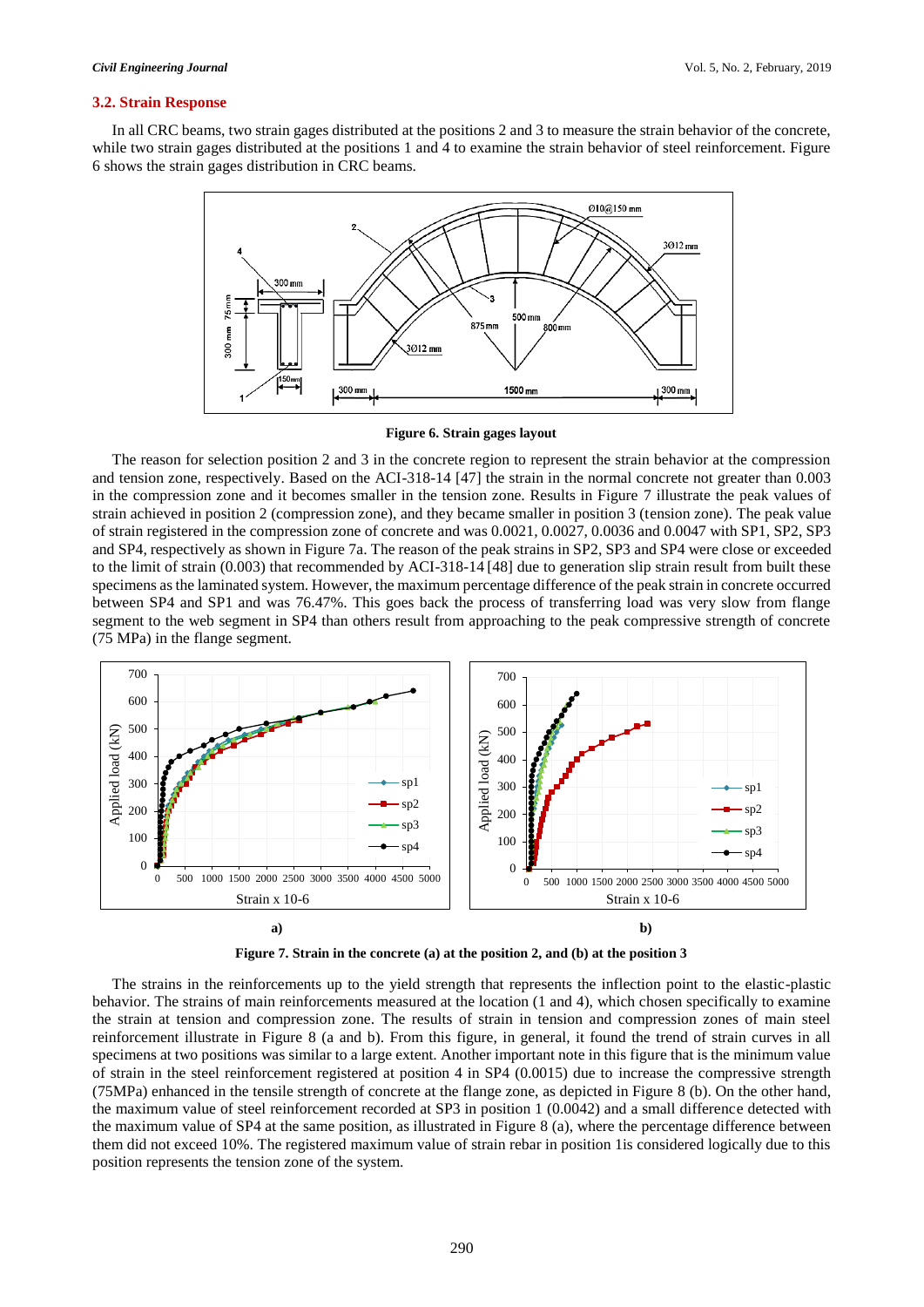### 3.2. Strain Response

In all CRC beams, two strain gages distributed at the positions 2 and 3 to measure the strain behavior of the concrete, while two strain gages distributed at the positions 1 and 4 to examine the strain behavior of steel reinforcement. Figure 6 shows the strain gages distribution in CRC beams.

**Figure 6. Strain gages layout**

The reason for selection position 2 and 3 in the concrete region to represent the strain behavior at the compression and tension zone, respectively. Based on the ACI-318-14 [47] the strain in the normal concrete not greater than 0.003 in the compression zone and it becomes smaller in the tension zone. Results in Figure 7 illustrate the peak values of strain achieved in position 2 (compression zone), and they became smaller in position 3 (tension zone). The peak value of strain registered in the compression zone of concrete and was 0.0021, 0.0027, 0.0036 and 0.0047 with SP1, SP2, SP3 and SP4, respectively as shown in Figure 7a. The reason of the peak strains in SP2, SP3 and SP4 were close or exceeded to the limit of strain (0.003) that recommended by ACI-318-14 [48] due to generation slip strain result from built these specimens as the laminated system. However, the maximum percentage difference of the peak strain in concrete occurred between SP4 and SP1 and was 76.47%. This goes back the process of transferring load was very slow from flange segment to the web segment in SP4 than others result from approaching to the peak compressive strength of concrete (75 MPa) in the flange segment.

**Figure 7. Strain in the concrete (a) at the position 2, and (b) at the position 3**

The strains in the reinforcements up to the yield strength that represents the inflection point to the elastic-plastic behavior. The strains of main reinforcements measured at the location (1 and 4), which chosen specifically to examine the strain at tension and compression zone. The results of strain in tension and compression zones of main steel reinforcement illustrate in Figure 8 (a and b). From this figure, in general, it found the trend of strain curves in all specimens at two positions was similar to a large extent. Another important note in this figure that is the minimum value of strain in the steel reinforcement registered at position 4 in SP4 (0.0015) due to increase the compressive strength (75MPa) enhanced in the tensile strength of concrete at the flange zone, as depicted in Figure 8 (b). On the other hand, the maximum value of steel reinforcement recorded at SP3 in position 1 (0.0042) and a small difference detected with the maximum value of SP4 at the same position, as illustrated in Figure 8 (a), where the percentage difference between them did not exceed 10%. The registered maximum value of strain rebar in position 1is considered logically due to this position represents the tension zone of the system.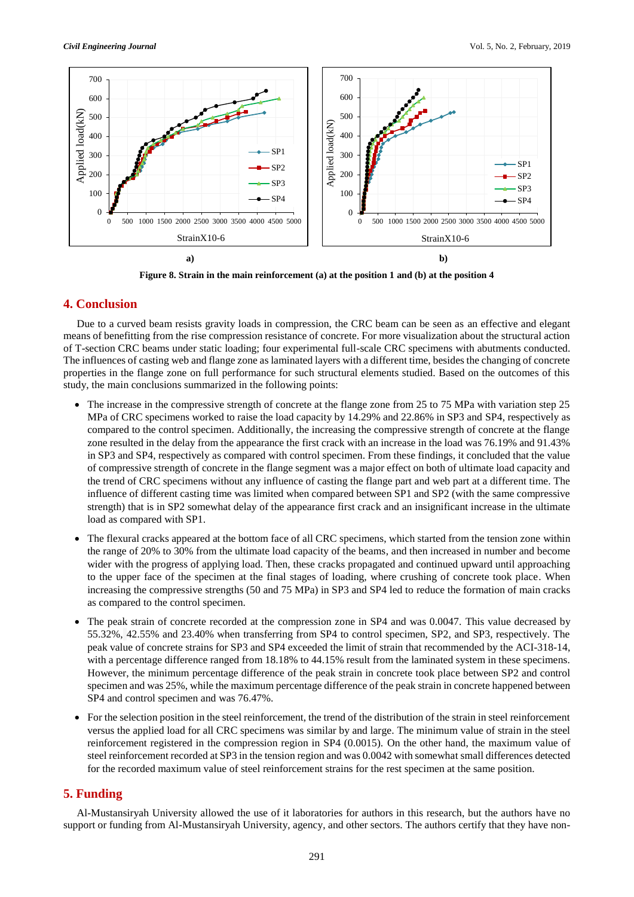Figure 8. Strain in the main reinforcement (a) at the position 1 and (b) at the position 4

## 4. Conclusion

Due to a curved beam resists gravity loads in compression, the CRC beam can be seen as an effective and elegant means of benefitting from the rise compression resistance of concrete. For more visualization about the structural action of T-section CRC beams under static loading; four experimental full-scale CRC specimens with abutments conducted. The influences of casting web and flange zone as laminated layers with a different time, besides the changing of concrete properties in the flange zone on full performance for such structural elements studied. Based on the outcomes of this study, the main conclusions summarized in the following points:

- The increase in the compressive strength of concrete at the flange zone from 25 to 75 MPa with variation step 25 MPa of CRC specimens worked to raise the load capacity by 14.29% and 22.86% in SP3 and SP4, respectively as compared to the control specimen. Additionally, the increasing the compressive strength of concrete at the flange zone resulted in the delay from the appearance the first crack with an increase in the load was 76.19% and 91.43% in SP3 and SP4, respectively as compared with control specimen. From these findings, it concluded that the value of compressive strength of concrete in the flange segment was a major effect on both of ultimate load capacity and the trend of CRC specimens without any influence of casting the flange part and web part at a different time. The influence of different casting time was limited when compared between SP1 and SP2 (with the same compressive strength) that is in SP2 somewhat delay of the appearance first crack and an insignificant increase in the ultimate load as compared with SP1.
- The flexural cracks appeared at the bottom face of all CRC specimens, which started from the tension zone within the range of 20% to 30% from the ultimate load capacity of the beams, and then increased in number and become wider with the progress of applying load. Then, these cracks propagated and continued upward until approaching to the upper face of the specimen at the final stages of loading, where crushing of concrete took place. When increasing the compressive strengths (50 and 75 MPa) in SP3 and SP4 led to reduce the formation of main cracks as compared to the control specimen.
- The peak strain of concrete recorded at the compression zone in SP4 and was 0.0047. This value decreased by 55.32%, 42.55% and 23.40% when transferring from SP4 to control specimen, SP2, and SP3, respectively. The peak value of concrete strains for SP3 and SP4 exceeded the limit of strain that recommended by the ACI-318-14, with a percentage difference ranged from 18.18% to 44.15% result from the laminated system in these specimens. However, the minimum percentage difference of the peak strain in concrete took place between SP2 and control specimen and was 25%, while the maximum percentage difference of the peak strain in concrete happened between SP4 and control specimen and was 76.47%.
- For the selection position in the steel reinforcement, the trend of the distribution of the strain in steel reinforcement versus the applied load for all CRC specimens was similar by and large. The minimum value of strain in the steel reinforcement registered in the compression region in SP4 (0.0015). On the other hand, the maximum value of steel reinforcement recorded at SP3 in the tension region and was 0.0042 with somewhat small differences detected for the recorded maximum value of steel reinforcement strains for the rest specimen at the same position.

## 5. Funding

Al-Mustansiryah University allowed the use of it laboratories for authors in this research, but the authors have no support or funding from Al-Mustansiryah University, agency, and other sectors. The authors certify that they have non-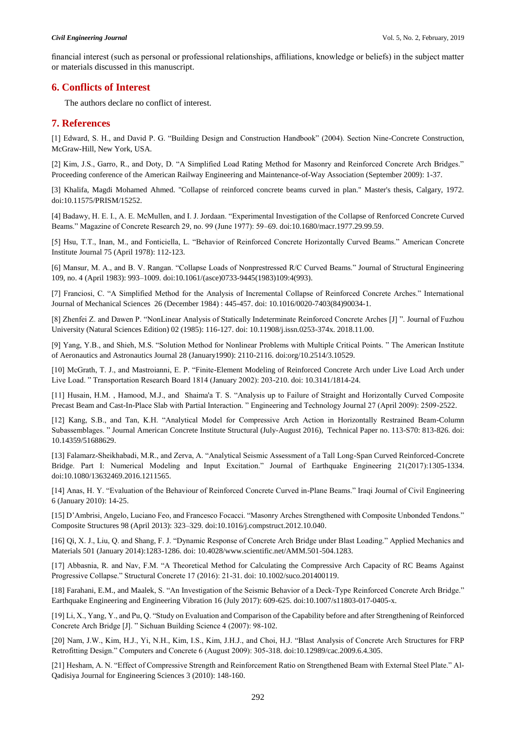financial interest (such as personal or professional relationships, affiliations, knowledge or beliefs) in the subject matter or materials discussed in this manuscript.

## 6. Conflicts of Interest

The authors declare no conflict of interest.

## 7. References

[1] Edward, S. H., and David P. G. "Building Design and Construction Handbook" (2004). Section Nine-Concrete Construction, McGraw-Hill, New York, USA.

[2] Kim, J.S., Garro, R., and Doty, D. "A Simplified Load Rating Method for Masonry and Reinforced Concrete Arch Bridges." Proceeding conference of the American Railway Engineering and Maintenance-of-Way Association (September 2009): 1-37.

[3] Khalifa, Magdi Mohamed Ahmed. "Collapse of reinforced concrete beams curved in plan." Master's thesis, Calgary, 1972. doi:10.11575/PRISM/15252.

[4] Badawy, H. E. I., A. E. McMullen, and I. J. Jordaan. "Experimental Investigation of the Collapse of Renforced Concrete Curved Beams." Magazine of Concrete Research 29, no. 99 (June 1977): 59–69. doi:10.1680/macr.1977.29.99.59.

[5] Hsu, T.T., Inan, M., and Fonticiella, L. "Behavior of Reinforced Concrete Horizontally Curved Beams." American Concrete Institute Journal 75 (April 1978): 112-123.

[6] Mansur, M. A., and B. V. Rangan. "Collapse Loads of Nonprestressed R/C Curved Beams." Journal of Structural Engineering 109, no. 4 (April 1983): 993–1009. doi:10.1061/(asce)0733-9445(1983)109:4(993).

[7] Franciosi, C. "A Simplified Method for the Analysis of Incremental Collapse of Reinforced Concrete Arches." International Journal of Mechanical Sciences 26 (December 1984) : 445-457. doi: 10.1016/0020-7403(84)90034-1.

[8] Zhenfei Z. and Dawen P. "NonLinear Analysis of Statically Indeterminate Reinforced Concrete Arches [J] ". Journal of Fuzhou University (Natural Sciences Edition) 02 (1985): 116-127. doi: 10.11908/j.issn.0253-374x. 2018.11.00.

[9] Yang, Y.B., and Shieh, M.S. "Solution Method for Nonlinear Problems with Multiple Critical Points. " The American Institute of Aeronautics and Astronautics Journal 28 (January1990): 2110-2116. doi:org/10.2514/3.10529.

[10] McGrath, T. J., and Mastroianni, E. P. "Finite-Element Modeling of Reinforced Concrete Arch under Live Load Arch under Live Load. " Transportation Research Board 1814 (January 2002): 203-210. doi: 10.3141/1814-24.

[11] Husain, H.M. , Hamood, M.J., and Shaima'a T. S. "Analysis up to Failure of Straight and Horizontally Curved Composite Precast Beam and Cast-In-Place Slab with Partial Interaction. " Engineering and Technology Journal 27 (April 2009): 2509-2522.

[12] Kang, S.B., and Tan, K.H. "Analytical Model for Compressive Arch Action in Horizontally Restrained Beam-Column Subassemblages. " Journal American Concrete Institute Structural (July-August 2016), Technical Paper no. 113-S70: 813-826. doi: 10.14359/51688629.

[13] Falamarz-Sheikhabadi, M.R., and Zerva, A. "Analytical Seismic Assessment of a Tall Long-Span Curved Reinforced-Concrete Bridge. Part I: Numerical Modeling and Input Excitation." Journal of Earthquake Engineering 21(2017):1305-1334. doi:10.1080/13632469.2016.1211565.

[14] Anas, H. Y. "Evaluation of the Behaviour of Reinforced Concrete Curved in-Plane Beams." Iraqi Journal of Civil Engineering 6 (January 2010): 14-25.

[15] D'Ambrisi, Angelo, Luciano Feo, and Francesco Focacci. "Masonry Arches Strengthened with Composite Unbonded Tendons." Composite Structures 98 (April 2013): 323–329. doi:10.1016/j.compstruct.2012.10.040.

[16] Qi, X. J., Liu, Q. and Shang, F. J. "Dynamic Response of Concrete Arch Bridge under Blast Loading." Applied Mechanics and Materials 501 (January 2014):1283-1286. doi: 10.4028/www.scientific.net/AMM.501-504.1283.

[17] Abbasnia, R. and Nav, F.M. "A Theoretical Method for Calculating the Compressive Arch Capacity of RC Beams Against Progressive Collapse." Structural Concrete 17 (2016): 21-31. doi: 10.1002/suco.201400119.

[18] Farahani, E.M., and Maalek, S. "An Investigation of the Seismic Behavior of a Deck-Type Reinforced Concrete Arch Bridge." Earthquake Engineering and Engineering Vibration 16 (July 2017): 609-625. doi:10.1007/s11803-017-0405-x.

[19] Li, X., Yang, Y., and Pu, Q. "Study on Evaluation and Comparison of the Capability before and after Strengthening of Reinforced Concrete Arch Bridge [J]. " Sichuan Building Science 4 (2007): 98-102.

[20] Nam, J.W., Kim, H.J., Yi, N.H., Kim, I.S., Kim, J.H.J., and Choi, H.J. "Blast Analysis of Concrete Arch Structures for FRP Retrofitting Design." Computers and Concrete 6 (August 2009): 305-318. doi:10.12989/cac.2009.6.4.305.

[21] Hesham, A. N. "Effect of Compressive Strength and Reinforcement Ratio on Strengthened Beam with External Steel Plate." Al-Qadisiya Journal for Engineering Sciences 3 (2010): 148-160.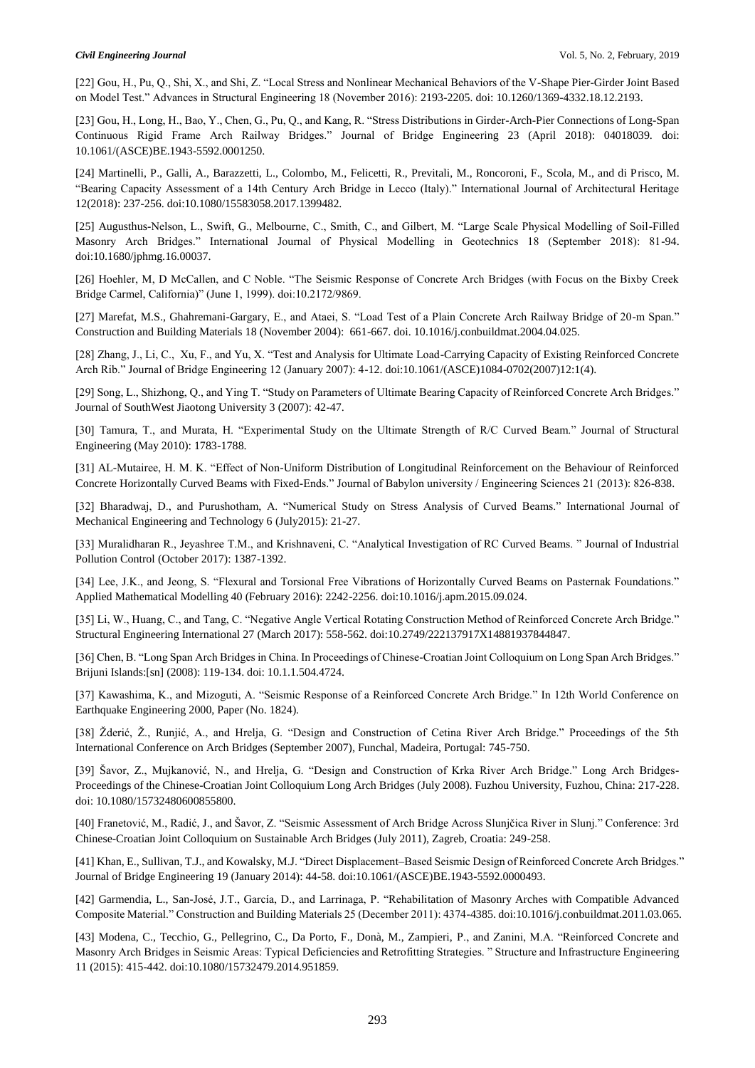[22] Gou, H., Pu, Q., Shi, X., and Shi, Z. "Local Stress and Nonlinear Mechanical Behaviors of the V-Shape Pier-Girder Joint Based on Model Test." Advances in Structural Engineering 18 (November 2016): 2193-2205. doi: 10.1260/1369-4332.18.12.2193.

[23] Gou, H., Long, H., Bao, Y., Chen, G., Pu, Q., and Kang, R. "Stress Distributions in Girder-Arch-Pier Connections of Long-Span Continuous Rigid Frame Arch Railway Bridges." Journal of Bridge Engineering 23 (April 2018): 04018039. doi: 10.1061/(ASCE)BE.1943-5592.0001250.

[24] Martinelli, P., Galli, A., Barazzetti, L., Colombo, M., Felicetti, R., Previtali, M., Roncoroni, F., Scola, M., and di Prisco, M. "Bearing Capacity Assessment of a 14th Century Arch Bridge in Lecco (Italy)." International Journal of Architectural Heritage 12(2018): 237-256. doi:10.1080/15583058.2017.1399482.

[25] Augusthus-Nelson, L., Swift, G., Melbourne, C., Smith, C., and Gilbert, M. "Large Scale Physical Modelling of Soil-Filled Masonry Arch Bridges." International Journal of Physical Modelling in Geotechnics 18 (September 2018): 81-94. doi:10.1680/jphmg.16.00037.

[26] Hoehler, M, D McCallen, and C Noble. "The Seismic Response of Concrete Arch Bridges (with Focus on the Bixby Creek Bridge Carmel, California)" (June 1, 1999). doi:10.2172/9869.

[27] Marefat, M.S., Ghahremani-Gargary, E., and Ataei, S. "Load Test of a Plain Concrete Arch Railway Bridge of 20-m Span." Construction and Building Materials 18 (November 2004): 661-667. doi. 10.1016/j.conbuildmat.2004.04.025.

[28] Zhang, J., Li, C., Xu, F., and Yu, X. "Test and Analysis for Ultimate Load-Carrying Capacity of Existing Reinforced Concrete Arch Rib." Journal of Bridge Engineering 12 (January 2007): 4-12. doi:10.1061/(ASCE)1084-0702(2007)12:1(4).

[29] Song, L., Shizhong, Q., and Ying T. "Study on Parameters of Ultimate Bearing Capacity of Reinforced Concrete Arch Bridges." Journal of SouthWest Jiaotong University 3 (2007): 42-47.

[30] Tamura, T., and Murata, H. "Experimental Study on the Ultimate Strength of R/C Curved Beam." Journal of Structural Engineering (May 2010): 1783-1788.

[31] AL-Mutairee, H. M. K. "Effect of Non-Uniform Distribution of Longitudinal Reinforcement on the Behaviour of Reinforced Concrete Horizontally Curved Beams with Fixed-Ends." Journal of Babylon university / Engineering Sciences 21 (2013): 826-838.

[32] Bharadwaj, D., and Purushotham, A. "Numerical Study on Stress Analysis of Curved Beams." International Journal of Mechanical Engineering and Technology 6 (July2015): 21-27.

[33] Muralidharan R., Jeyashree T.M., and Krishnaveni, C. "Analytical Investigation of RC Curved Beams. " Journal of Industrial Pollution Control (October 2017): 1387-1392.

[34] Lee, J.K., and Jeong, S. "Flexural and Torsional Free Vibrations of Horizontally Curved Beams on Pasternak Foundations." Applied Mathematical Modelling 40 (February 2016): 2242-2256. doi:10.1016/j.apm.2015.09.024.

[35] Li, W., Huang, C., and Tang, C. "Negative Angle Vertical Rotating Construction Method of Reinforced Concrete Arch Bridge." Structural Engineering International 27 (March 2017): 558-562. doi:10.2749/222137917X14881937844847.

[36] Chen, B. "Long Span Arch Bridges in China. In Proceedings of Chinese-Croatian Joint Colloquium on Long Span Arch Bridges." Brijuni Islands:[sn] (2008): 119-134. doi: 10.1.1.504.4724.

[37] Kawashima, K., and Mizoguti, A. "Seismic Response of a Reinforced Concrete Arch Bridge." In 12th World Conference on Earthquake Engineering 2000, Paper (No. 1824).

[38] Žderić, Ž., Runjić, A., and Hrelja, G. "Design and Construction of Cetina River Arch Bridge." Proceedings of the 5th International Conference on Arch Bridges (September 2007), Funchal, Madeira, Portugal: 745-750.

[39] Šavor, Z., Mujkanović, N., and Hrelja, G. "Design and Construction of Krka River Arch Bridge." Long Arch Bridges-Proceedings of the Chinese-Croatian Joint Colloquium Long Arch Bridges (July 2008). Fuzhou University, Fuzhou, China: 217-228. doi: 10.1080/15732480600855800.

[40] Franetović, M., Radić, J., and Šavor, Z. "Seismic Assessment of Arch Bridge Across Slunjčica River in Slunj." Conference: 3rd Chinese-Croatian Joint Colloquium on Sustainable Arch Bridges (July 2011), Zagreb, Croatia: 249-258.

[41] Khan, E., Sullivan, T.J., and Kowalsky, M.J. "Direct Displacement–Based Seismic Design of Reinforced Concrete Arch Bridges." Journal of Bridge Engineering 19 (January 2014): 44-58. doi:10.1061/(ASCE)BE.1943-5592.0000493.

[42] Garmendia, L., San-José, J.T., García, D., and Larrinaga, P. "Rehabilitation of Masonry Arches with Compatible Advanced Composite Material." Construction and Building Materials 25 (December 2011): 4374-4385. doi:10.1016/j.conbuildmat.2011.03.065.

[43] Modena, C., Tecchio, G., Pellegrino, C., Da Porto, F., Donà, M., Zampieri, P., and Zanini, M.A. "Reinforced Concrete and Masonry Arch Bridges in Seismic Areas: Typical Deficiencies and Retrofitting Strategies. " Structure and Infrastructure Engineering 11 (2015): 415-442. doi:10.1080/15732479.2014.951859.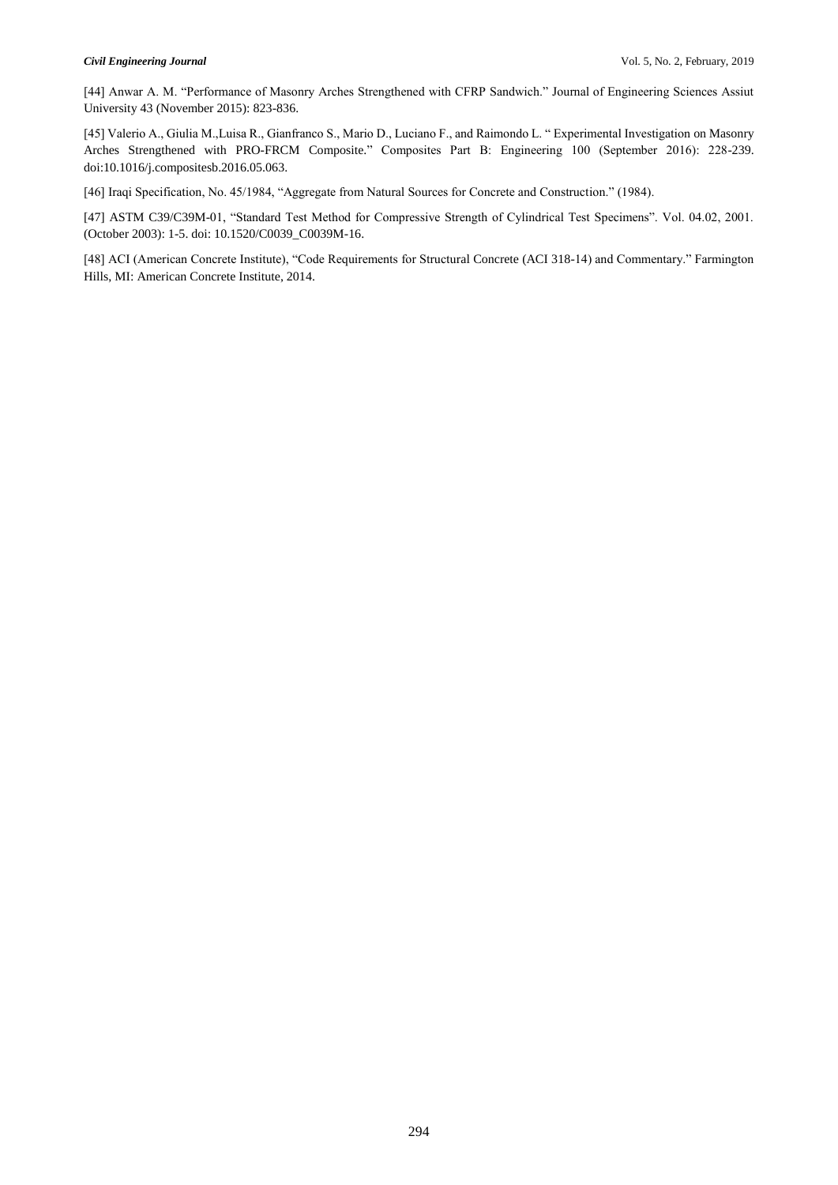[44] Anwar A. M. "Performance of Masonry Arches Strengthened with CFRP Sandwich." Journal of Engineering Sciences Assiut University 43 (November 2015): 823-836.

[45] Valerio A., Giulia M.,Luisa R., Gianfranco S., Mario D., Luciano F., and Raimondo L. " Experimental Investigation on Masonry Arches Strengthened with PRO-FRCM Composite." Composites Part B: Engineering 100 (September 2016): 228-239. doi:10.1016/j.compositesb.2016.05.063.

[46] Iraqi Specification, No. 45/1984, "Aggregate from Natural Sources for Concrete and Construction." (1984).

[47] ASTM C39/C39M-01, "Standard Test Method for Compressive Strength of Cylindrical Test Specimens". Vol. 04.02, 2001. (October 2003): 1-5. doi: 10.1520/C0039_C0039M-16.

[48] ACI (American Concrete Institute), "Code Requirements for Structural Concrete (ACI 318-14) and Commentary." Farmington Hills, MI: American Concrete Institute, 2014.